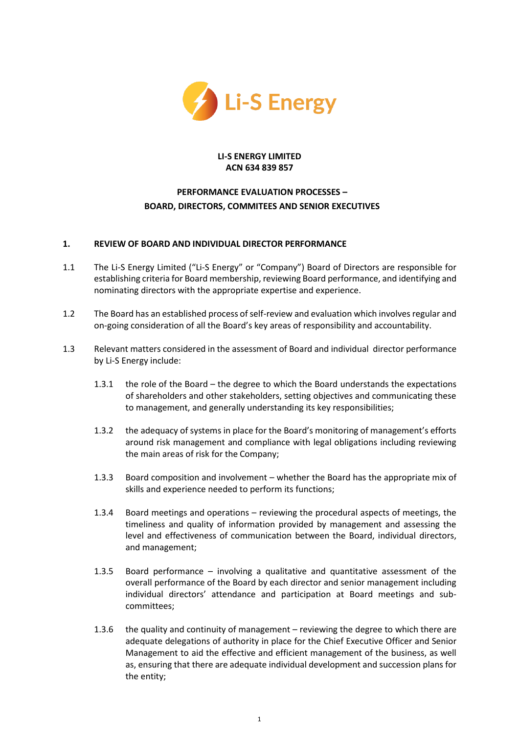**LI-S ENERGY LIMITED**
**ACN 634 839 857**

**PERFORMANCE EVALUATION PROCESSES –**
**BOARD, DIRECTORS, COMMITEES AND SENIOR EXECUTIVES**

## 1. REVIEW OF BOARD AND INDIVIDUAL DIRECTOR PERFORMANCE

1.1 The Li-S Energy Limited ("Li-S Energy" or "Company") Board of Directors are responsible for establishing criteria for Board membership, reviewing Board performance, and identifying and nominating directors with the appropriate expertise and experience.

1.2 The Board has an established process of self-review and evaluation which involves regular and on-going consideration of all the Board's key areas of responsibility and accountability.

1.3 Relevant matters considered in the assessment of Board and individual director performance by Li-S Energy include:

1.3.1 the role of the Board – the degree to which the Board understands the expectations of shareholders and other stakeholders, setting objectives and communicating these to management, and generally understanding its key responsibilities;

1.3.2 the adequacy of systems in place for the Board's monitoring of management's efforts around risk management and compliance with legal obligations including reviewing the main areas of risk for the Company;

1.3.3 Board composition and involvement – whether the Board has the appropriate mix of skills and experience needed to perform its functions;

1.3.4 Board meetings and operations – reviewing the procedural aspects of meetings, the timeliness and quality of information provided by management and assessing the level and effectiveness of communication between the Board, individual directors, and management;

1.3.5 Board performance – involving a qualitative and quantitative assessment of the overall performance of the Board by each director and senior management including individual directors' attendance and participation at Board meetings and sub-committees;

1.3.6 the quality and continuity of management – reviewing the degree to which there are adequate delegations of authority in place for the Chief Executive Officer and Senior Management to aid the effective and efficient management of the business, as well as, ensuring that there are adequate individual development and succession plans for the entity;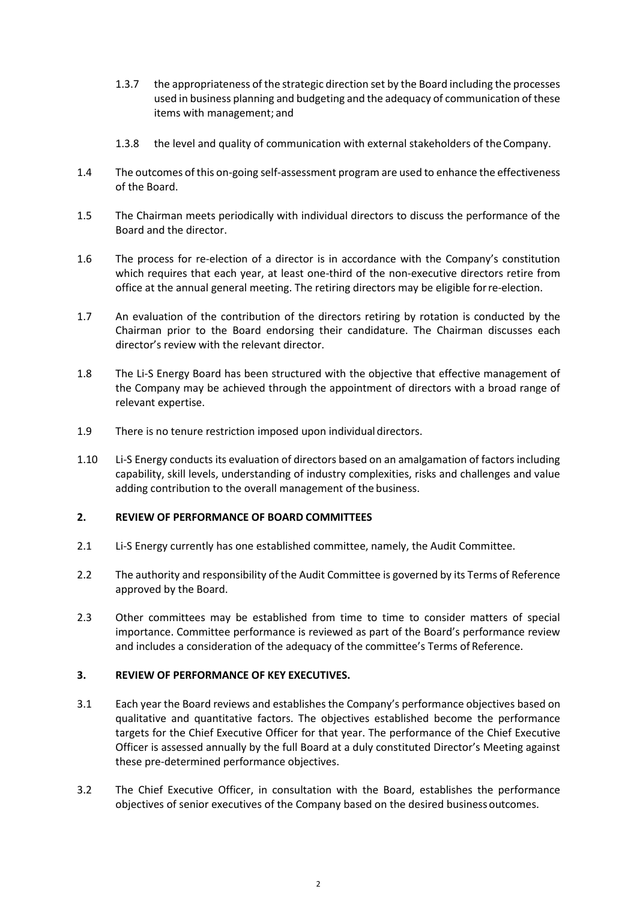1.3.7 the appropriateness of the strategic direction set by the Board including the processes used in business planning and budgeting and the adequacy of communication of these items with management; and

1.3.8 the level and quality of communication with external stakeholders of the Company.

1.4 The outcomes of this on-going self-assessment program are used to enhance the effectiveness of the Board.

1.5 The Chairman meets periodically with individual directors to discuss the performance of the Board and the director.

1.6 The process for re-election of a director is in accordance with the Company's constitution which requires that each year, at least one-third of the non-executive directors retire from office at the annual general meeting. The retiring directors may be eligible for re-election.

1.7 An evaluation of the contribution of the directors retiring by rotation is conducted by the Chairman prior to the Board endorsing their candidature. The Chairman discusses each director's review with the relevant director.

1.8 The Li-S Energy Board has been structured with the objective that effective management of the Company may be achieved through the appointment of directors with a broad range of relevant expertise.

1.9 There is no tenure restriction imposed upon individual directors.

1.10 Li-S Energy conducts its evaluation of directors based on an amalgamation of factors including capability, skill levels, understanding of industry complexities, risks and challenges and value adding contribution to the overall management of the business.

## 2. REVIEW OF PERFORMANCE OF BOARD COMMITTEES

2.1 Li-S Energy currently has one established committee, namely, the Audit Committee.

2.2 The authority and responsibility of the Audit Committee is governed by its Terms of Reference approved by the Board.

2.3 Other committees may be established from time to time to consider matters of special importance. Committee performance is reviewed as part of the Board's performance review and includes a consideration of the adequacy of the committee's Terms of Reference.

## 3. REVIEW OF PERFORMANCE OF KEY EXECUTIVES.

3.1 Each year the Board reviews and establishes the Company's performance objectives based on qualitative and quantitative factors. The objectives established become the performance targets for the Chief Executive Officer for that year. The performance of the Chief Executive Officer is assessed annually by the full Board at a duly constituted Director's Meeting against these pre-determined performance objectives.

3.2 The Chief Executive Officer, in consultation with the Board, establishes the performance objectives of senior executives of the Company based on the desired business outcomes.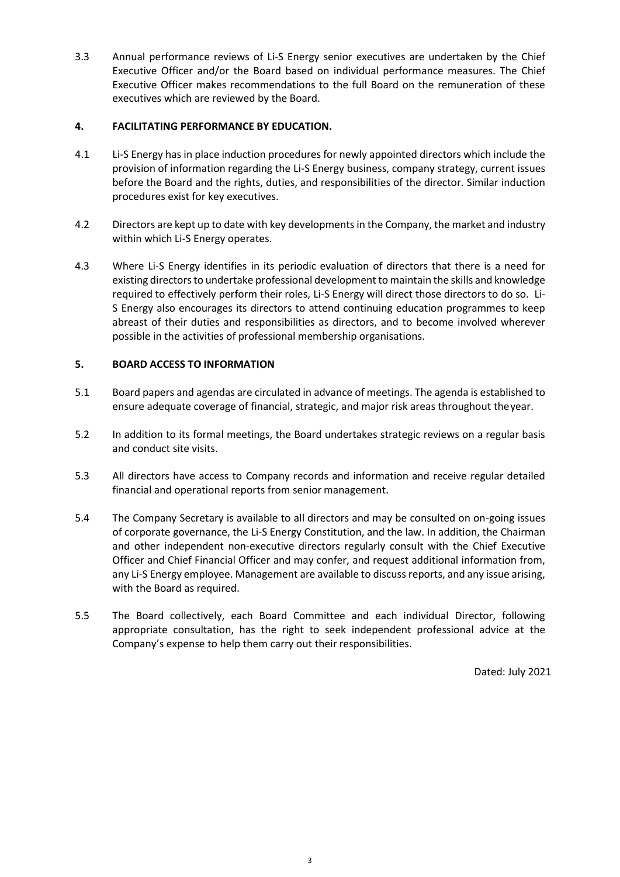3.3 Annual performance reviews of Li-S Energy senior executives are undertaken by the Chief Executive Officer and/or the Board based on individual performance measures. The Chief Executive Officer makes recommendations to the full Board on the remuneration of these executives which are reviewed by the Board.

## 4. FACILITATING PERFORMANCE BY EDUCATION.

4.1 Li-S Energy has in place induction procedures for newly appointed directors which include the provision of information regarding the Li-S Energy business, company strategy, current issues before the Board and the rights, duties, and responsibilities of the director. Similar induction procedures exist for key executives.

4.2 Directors are kept up to date with key developments in the Company, the market and industry within which Li-S Energy operates.

4.3 Where Li-S Energy identifies in its periodic evaluation of directors that there is a need for existing directors to undertake professional development to maintain the skills and knowledge required to effectively perform their roles, Li-S Energy will direct those directors to do so. Li-S Energy also encourages its directors to attend continuing education programmes to keep abreast of their duties and responsibilities as directors, and to become involved wherever possible in the activities of professional membership organisations.

## 5. BOARD ACCESS TO INFORMATION

5.1 Board papers and agendas are circulated in advance of meetings. The agenda is established to ensure adequate coverage of financial, strategic, and major risk areas throughout the year.

5.2 In addition to its formal meetings, the Board undertakes strategic reviews on a regular basis and conduct site visits.

5.3 All directors have access to Company records and information and receive regular detailed financial and operational reports from senior management.

5.4 The Company Secretary is available to all directors and may be consulted on on-going issues of corporate governance, the Li-S Energy Constitution, and the law. In addition, the Chairman and other independent non-executive directors regularly consult with the Chief Executive Officer and Chief Financial Officer and may confer, and request additional information from, any Li-S Energy employee. Management are available to discuss reports, and any issue arising, with the Board as required.

5.5 The Board collectively, each Board Committee and each individual Director, following appropriate consultation, has the right to seek independent professional advice at the Company's expense to help them carry out their responsibilities.

Dated: July 2021